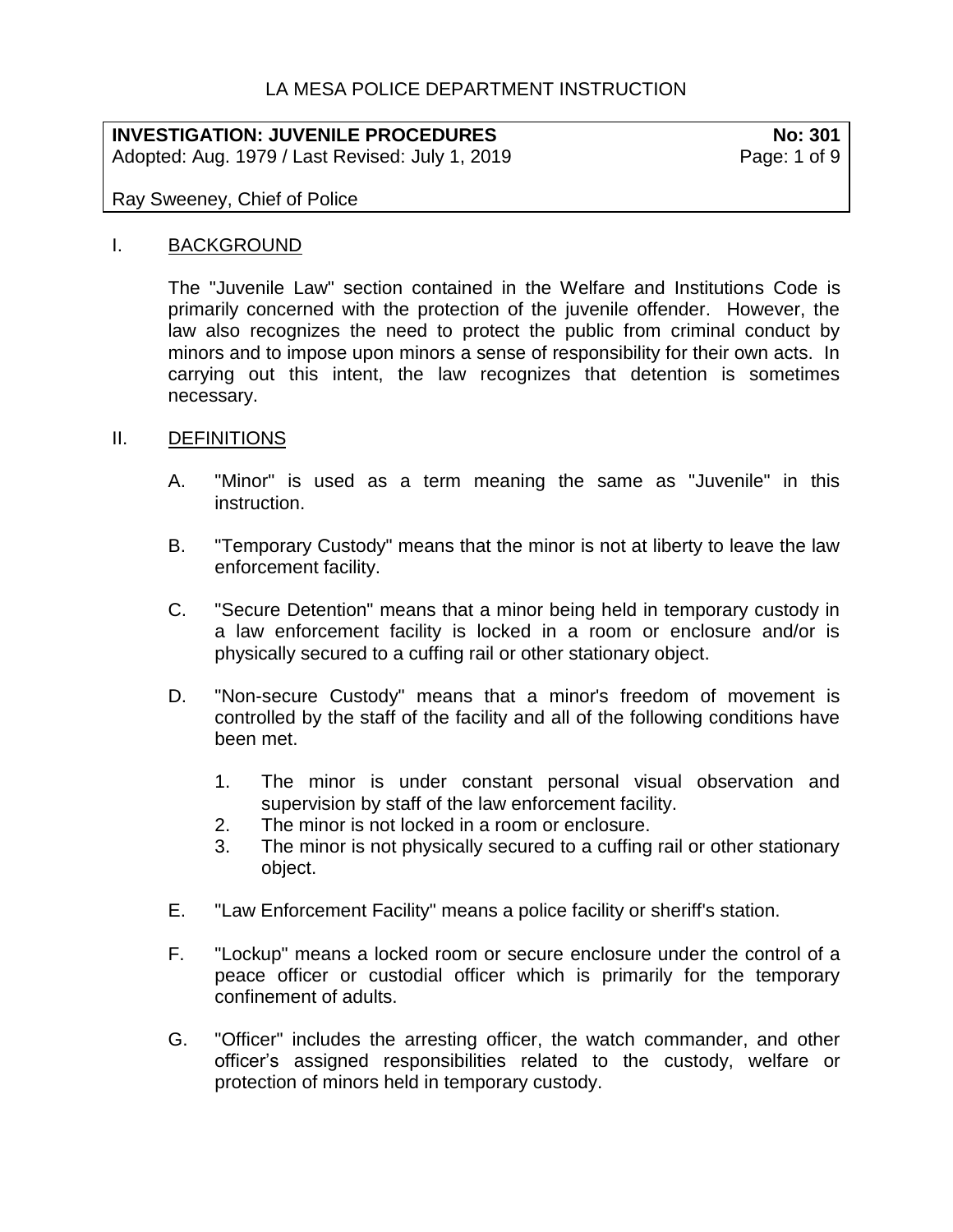LA MESA POLICE DEPARTMENT INSTRUCTION

**INVESTIGATION: JUVENILE PROCEDURES** **No: 301**

Adopted: Aug. 1979 / Last Revised: July 1, 2019

Ray Sweeney, Chief of Police

## I. BACKGROUND

The "Juvenile Law" section contained in the Welfare and Institutions Code is primarily concerned with the protection of the juvenile offender. However, the law also recognizes the need to protect the public from criminal conduct by minors and to impose upon minors a sense of responsibility for their own acts. In carrying out this intent, the law recognizes that detention is sometimes necessary.

## II. DEFINITIONS

A. "Minor" is used as a term meaning the same as "Juvenile" in this instruction.

B. "Temporary Custody" means that the minor is not at liberty to leave the law enforcement facility.

C. "Secure Detention" means that a minor being held in temporary custody in a law enforcement facility is locked in a room or enclosure and/or is physically secured to a cuffing rail or other stationary object.

D. "Non-secure Custody" means that a minor's freedom of movement is controlled by the staff of the facility and all of the following conditions have been met.

   1. The minor is under constant personal visual observation and supervision by staff of the law enforcement facility.
   2. The minor is not locked in a room or enclosure.
   3. The minor is not physically secured to a cuffing rail or other stationary object.

E. "Law Enforcement Facility" means a police facility or sheriff's station.

F. "Lockup" means a locked room or secure enclosure under the control of a peace officer or custodial officer which is primarily for the temporary confinement of adults.

G. "Officer" includes the arresting officer, the watch commander, and other officer's assigned responsibilities related to the custody, welfare or protection of minors held in temporary custody.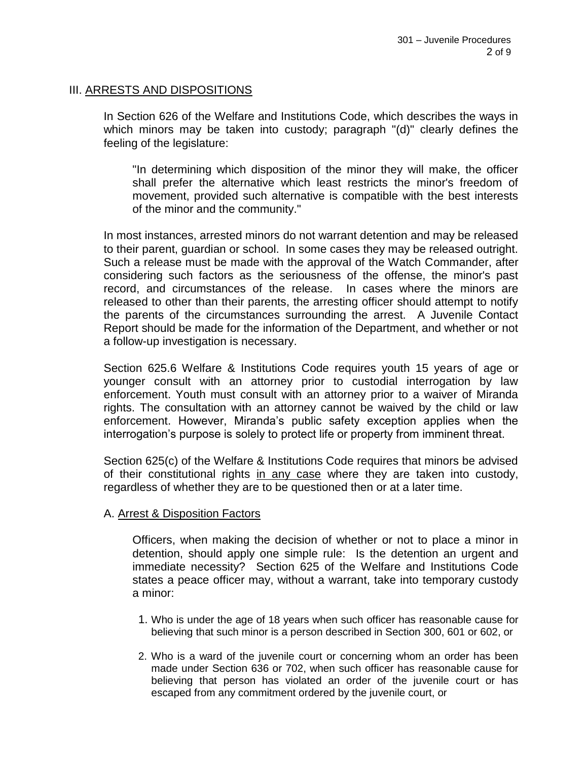## III. ARRESTS AND DISPOSITIONS

In Section 626 of the Welfare and Institutions Code, which describes the ways in which minors may be taken into custody; paragraph "(d)" clearly defines the feeling of the legislature:

> "In determining which disposition of the minor they will make, the officer shall prefer the alternative which least restricts the minor's freedom of movement, provided such alternative is compatible with the best interests of the minor and the community."

In most instances, arrested minors do not warrant detention and may be released to their parent, guardian or school. In some cases they may be released outright. Such a release must be made with the approval of the Watch Commander, after considering such factors as the seriousness of the offense, the minor's past record, and circumstances of the release. In cases where the minors are released to other than their parents, the arresting officer should attempt to notify the parents of the circumstances surrounding the arrest. A Juvenile Contact Report should be made for the information of the Department, and whether or not a follow-up investigation is necessary.

Section 625.6 Welfare & Institutions Code requires youth 15 years of age or younger consult with an attorney prior to custodial interrogation by law enforcement. Youth must consult with an attorney prior to a waiver of Miranda rights. The consultation with an attorney cannot be waived by the child or law enforcement. However, Miranda's public safety exception applies when the interrogation's purpose is solely to protect life or property from imminent threat.

Section 625(c) of the Welfare & Institutions Code requires that minors be advised of their constitutional rights in any case where they are taken into custody, regardless of whether they are to be questioned then or at a later time.

### A. Arrest & Disposition Factors

Officers, when making the decision of whether or not to place a minor in detention, should apply one simple rule: Is the detention an urgent and immediate necessity? Section 625 of the Welfare and Institutions Code states a peace officer may, without a warrant, take into temporary custody a minor:

1. Who is under the age of 18 years when such officer has reasonable cause for believing that such minor is a person described in Section 300, 601 or 602, or
2. Who is a ward of the juvenile court or concerning whom an order has been made under Section 636 or 702, when such officer has reasonable cause for believing that person has violated an order of the juvenile court or has escaped from any commitment ordered by the juvenile court, or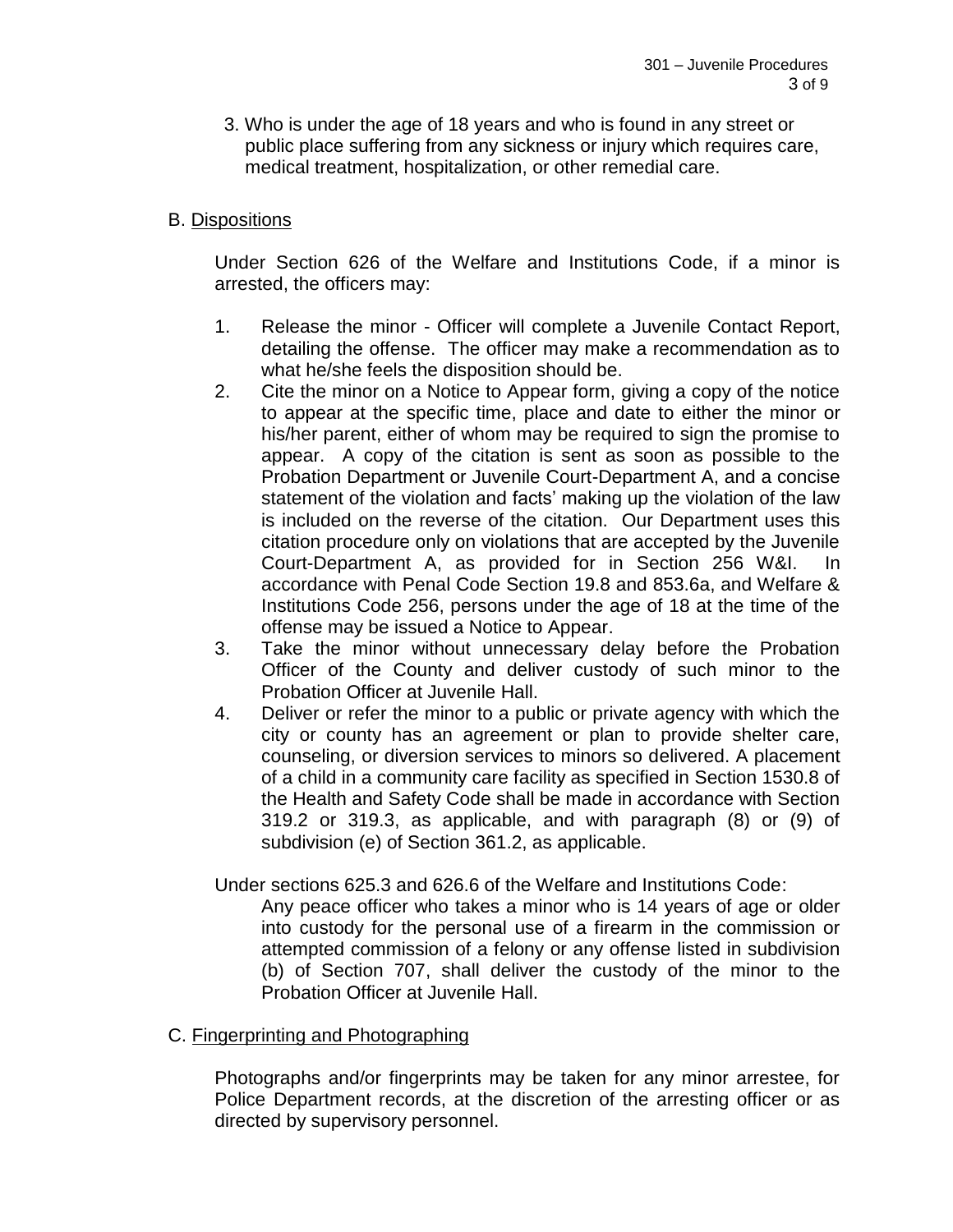3. Who is under the age of 18 years and who is found in any street or public place suffering from any sickness or injury which requires care, medical treatment, hospitalization, or other remedial care.

B. <u>Dispositions</u>

Under Section 626 of the Welfare and Institutions Code, if a minor is arrested, the officers may:

1. Release the minor - Officer will complete a Juvenile Contact Report, detailing the offense. The officer may make a recommendation as to what he/she feels the disposition should be.
2. Cite the minor on a Notice to Appear form, giving a copy of the notice to appear at the specific time, place and date to either the minor or his/her parent, either of whom may be required to sign the promise to appear. A copy of the citation is sent as soon as possible to the Probation Department or Juvenile Court-Department A, and a concise statement of the violation and facts' making up the violation of the law is included on the reverse of the citation. Our Department uses this citation procedure only on violations that are accepted by the Juvenile Court-Department A, as provided for in Section 256 W&I. In accordance with Penal Code Section 19.8 and 853.6a, and Welfare & Institutions Code 256, persons under the age of 18 at the time of the offense may be issued a Notice to Appear.
3. Take the minor without unnecessary delay before the Probation Officer of the County and deliver custody of such minor to the Probation Officer at Juvenile Hall.
4. Deliver or refer the minor to a public or private agency with which the city or county has an agreement or plan to provide shelter care, counseling, or diversion services to minors so delivered. A placement of a child in a community care facility as specified in Section 1530.8 of the Health and Safety Code shall be made in accordance with Section 319.2 or 319.3, as applicable, and with paragraph (8) or (9) of subdivision (e) of Section 361.2, as applicable.

Under sections 625.3 and 626.6 of the Welfare and Institutions Code:

Any peace officer who takes a minor who is 14 years of age or older into custody for the personal use of a firearm in the commission or attempted commission of a felony or any offense listed in subdivision (b) of Section 707, shall deliver the custody of the minor to the Probation Officer at Juvenile Hall.

C. <u>Fingerprinting and Photographing</u>

Photographs and/or fingerprints may be taken for any minor arrestee, for Police Department records, at the discretion of the arresting officer or as directed by supervisory personnel.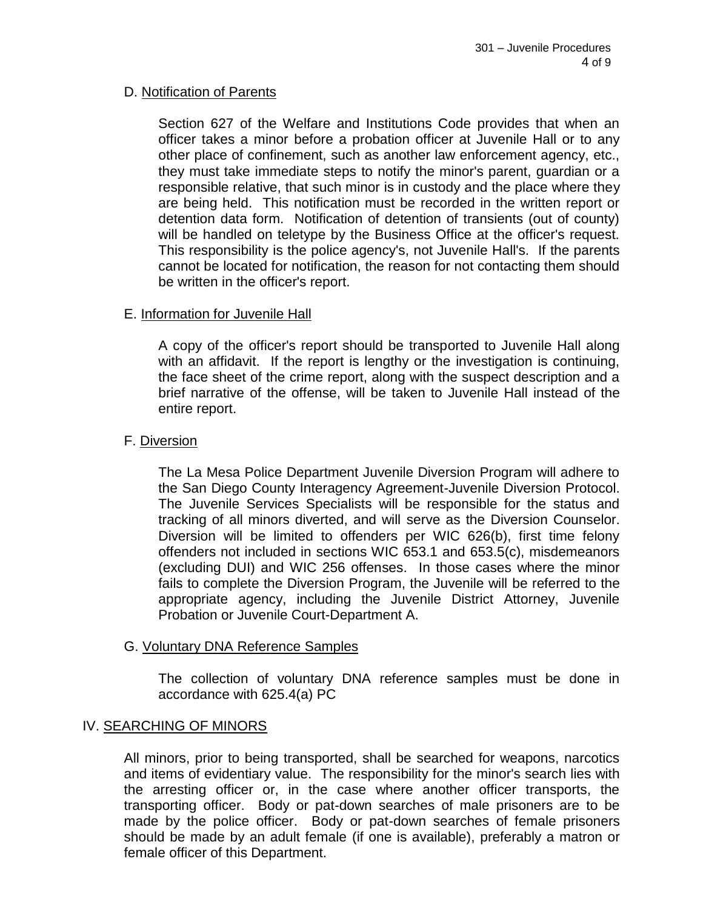D. <u>Notification of Parents</u>

Section 627 of the Welfare and Institutions Code provides that when an officer takes a minor before a probation officer at Juvenile Hall or to any other place of confinement, such as another law enforcement agency, etc., they must take immediate steps to notify the minor's parent, guardian or a responsible relative, that such minor is in custody and the place where they are being held. This notification must be recorded in the written report or detention data form. Notification of detention of transients (out of county) will be handled on teletype by the Business Office at the officer's request. This responsibility is the police agency's, not Juvenile Hall's. If the parents cannot be located for notification, the reason for not contacting them should be written in the officer's report.

E. <u>Information for Juvenile Hall</u>

A copy of the officer's report should be transported to Juvenile Hall along with an affidavit. If the report is lengthy or the investigation is continuing, the face sheet of the crime report, along with the suspect description and a brief narrative of the offense, will be taken to Juvenile Hall instead of the entire report.

F. <u>Diversion</u>

The La Mesa Police Department Juvenile Diversion Program will adhere to the San Diego County Interagency Agreement-Juvenile Diversion Protocol. The Juvenile Services Specialists will be responsible for the status and tracking of all minors diverted, and will serve as the Diversion Counselor. Diversion will be limited to offenders per WIC 626(b), first time felony offenders not included in sections WIC 653.1 and 653.5(c), misdemeanors (excluding DUI) and WIC 256 offenses. In those cases where the minor fails to complete the Diversion Program, the Juvenile will be referred to the appropriate agency, including the Juvenile District Attorney, Juvenile Probation or Juvenile Court-Department A.

G. <u>Voluntary DNA Reference Samples</u>

The collection of voluntary DNA reference samples must be done in accordance with 625.4(a) PC

## IV. <u>SEARCHING OF MINORS</u>

All minors, prior to being transported, shall be searched for weapons, narcotics and items of evidentiary value. The responsibility for the minor's search lies with the arresting officer or, in the case where another officer transports, the transporting officer. Body or pat-down searches of male prisoners are to be made by the police officer. Body or pat-down searches of female prisoners should be made by an adult female (if one is available), preferably a matron or female officer of this Department.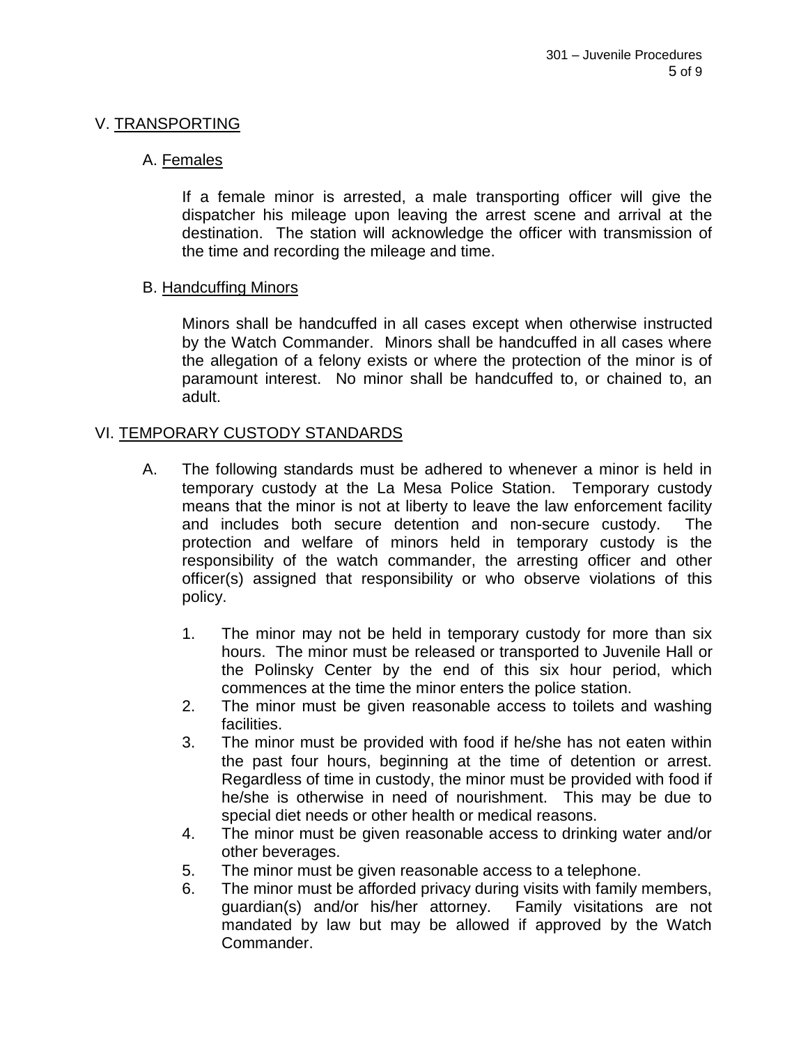## V. TRANSPORTING

### A. Females

If a female minor is arrested, a male transporting officer will give the dispatcher his mileage upon leaving the arrest scene and arrival at the destination. The station will acknowledge the officer with transmission of the time and recording the mileage and time.

### B. Handcuffing Minors

Minors shall be handcuffed in all cases except when otherwise instructed by the Watch Commander. Minors shall be handcuffed in all cases where the allegation of a felony exists or where the protection of the minor is of paramount interest. No minor shall be handcuffed to, or chained to, an adult.

## VI. TEMPORARY CUSTODY STANDARDS

A. The following standards must be adhered to whenever a minor is held in temporary custody at the La Mesa Police Station. Temporary custody means that the minor is not at liberty to leave the law enforcement facility and includes both secure detention and non-secure custody. The protection and welfare of minors held in temporary custody is the responsibility of the watch commander, the arresting officer and other officer(s) assigned that responsibility or who observe violations of this policy.

1. The minor may not be held in temporary custody for more than six hours. The minor must be released or transported to Juvenile Hall or the Polinsky Center by the end of this six hour period, which commences at the time the minor enters the police station.
2. The minor must be given reasonable access to toilets and washing facilities.
3. The minor must be provided with food if he/she has not eaten within the past four hours, beginning at the time of detention or arrest. Regardless of time in custody, the minor must be provided with food if he/she is otherwise in need of nourishment. This may be due to special diet needs or other health or medical reasons.
4. The minor must be given reasonable access to drinking water and/or other beverages.
5. The minor must be given reasonable access to a telephone.
6. The minor must be afforded privacy during visits with family members, guardian(s) and/or his/her attorney. Family visitations are not mandated by law but may be allowed if approved by the Watch Commander.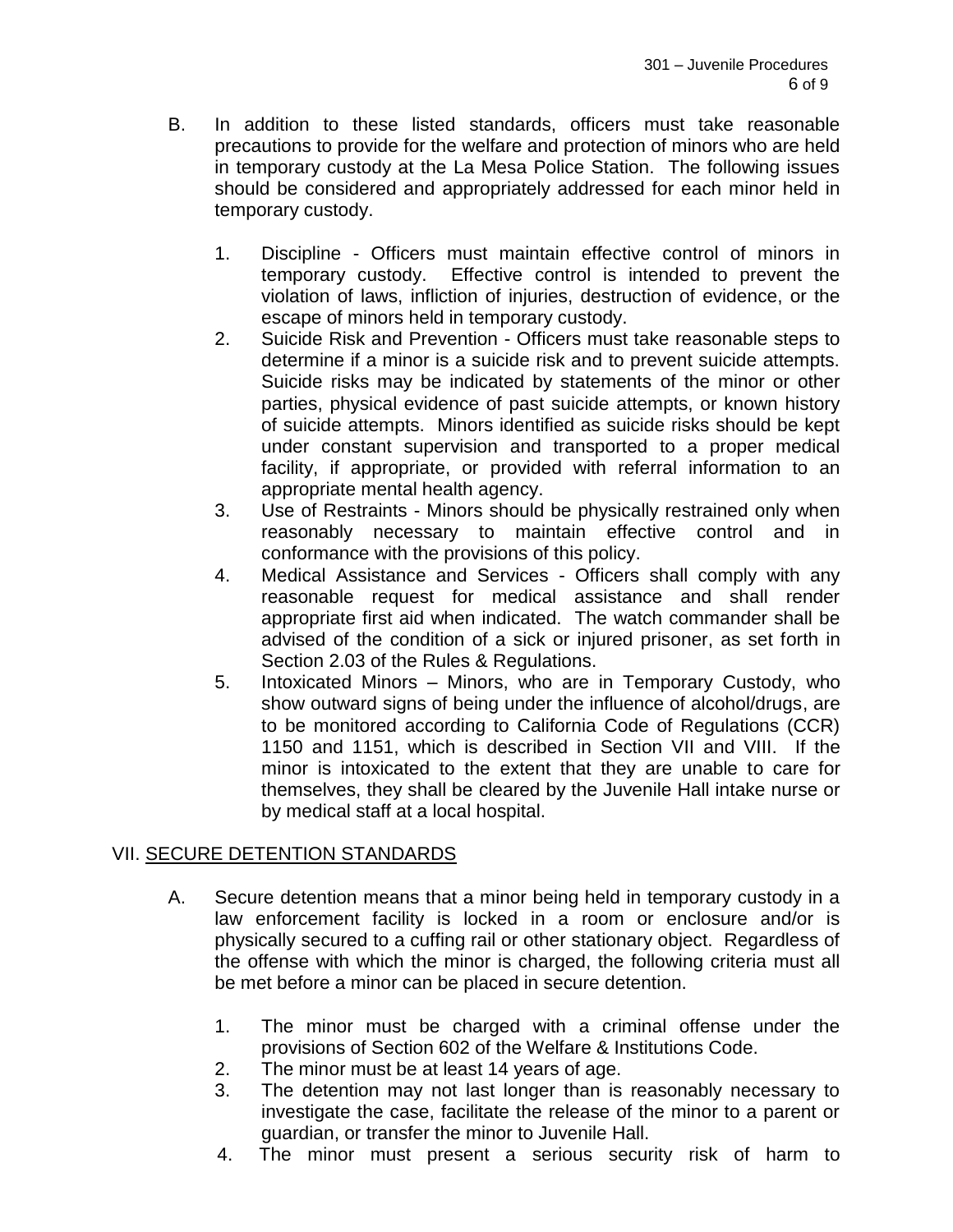B. In addition to these listed standards, officers must take reasonable precautions to provide for the welfare and protection of minors who are held in temporary custody at the La Mesa Police Station. The following issues should be considered and appropriately addressed for each minor held in temporary custody.

   1. Discipline - Officers must maintain effective control of minors in temporary custody. Effective control is intended to prevent the violation of laws, infliction of injuries, destruction of evidence, or the escape of minors held in temporary custody.
   2. Suicide Risk and Prevention - Officers must take reasonable steps to determine if a minor is a suicide risk and to prevent suicide attempts. Suicide risks may be indicated by statements of the minor or other parties, physical evidence of past suicide attempts, or known history of suicide attempts. Minors identified as suicide risks should be kept under constant supervision and transported to a proper medical facility, if appropriate, or provided with referral information to an appropriate mental health agency.
   3. Use of Restraints - Minors should be physically restrained only when reasonably necessary to maintain effective control and in conformance with the provisions of this policy.
   4. Medical Assistance and Services - Officers shall comply with any reasonable request for medical assistance and shall render appropriate first aid when indicated. The watch commander shall be advised of the condition of a sick or injured prisoner, as set forth in Section 2.03 of the Rules & Regulations.
   5. Intoxicated Minors – Minors, who are in Temporary Custody, who show outward signs of being under the influence of alcohol/drugs, are to be monitored according to California Code of Regulations (CCR) 1150 and 1151, which is described in Section VII and VIII. If the minor is intoxicated to the extent that they are unable to care for themselves, they shall be cleared by the Juvenile Hall intake nurse or by medical staff at a local hospital.

## VII. SECURE DETENTION STANDARDS

A. Secure detention means that a minor being held in temporary custody in a law enforcement facility is locked in a room or enclosure and/or is physically secured to a cuffing rail or other stationary object. Regardless of the offense with which the minor is charged, the following criteria must all be met before a minor can be placed in secure detention.

   1. The minor must be charged with a criminal offense under the provisions of Section 602 of the Welfare & Institutions Code.
   2. The minor must be at least 14 years of age.
   3. The detention may not last longer than is reasonably necessary to investigate the case, facilitate the release of the minor to a parent or guardian, or transfer the minor to Juvenile Hall.
   4. The minor must present a serious security risk of harm to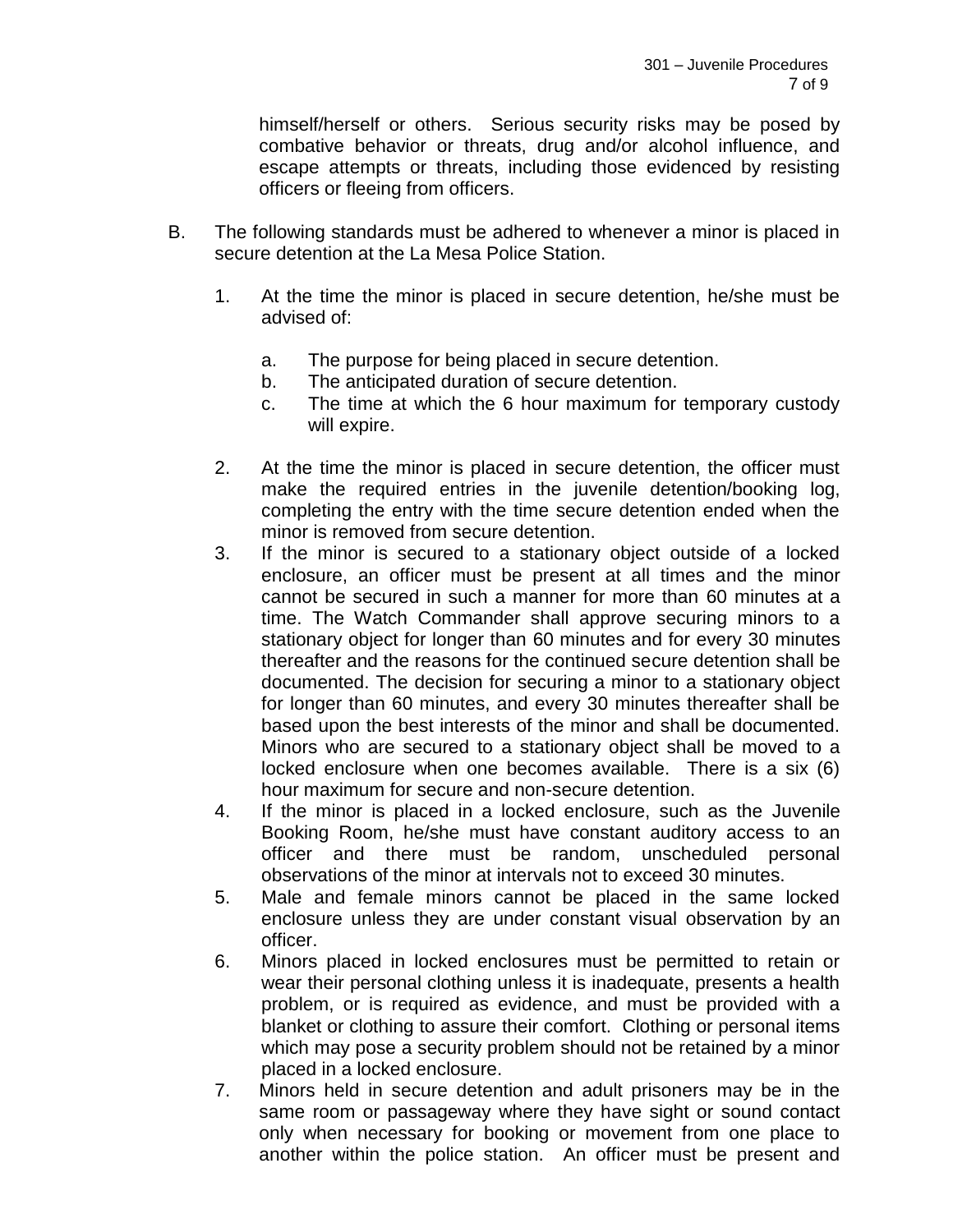himself/herself or others. Serious security risks may be posed by combative behavior or threats, drug and/or alcohol influence, and escape attempts or threats, including those evidenced by resisting officers or fleeing from officers.

B. The following standards must be adhered to whenever a minor is placed in secure detention at the La Mesa Police Station.

   1. At the time the minor is placed in secure detention, he/she must be advised of:

      a. The purpose for being placed in secure detention.
      b. The anticipated duration of secure detention.
      c. The time at which the 6 hour maximum for temporary custody will expire.

   2. At the time the minor is placed in secure detention, the officer must make the required entries in the juvenile detention/booking log, completing the entry with the time secure detention ended when the minor is removed from secure detention.
   3. If the minor is secured to a stationary object outside of a locked enclosure, an officer must be present at all times and the minor cannot be secured in such a manner for more than 60 minutes at a time. The Watch Commander shall approve securing minors to a stationary object for longer than 60 minutes and for every 30 minutes thereafter and the reasons for the continued secure detention shall be documented. The decision for securing a minor to a stationary object for longer than 60 minutes, and every 30 minutes thereafter shall be based upon the best interests of the minor and shall be documented. Minors who are secured to a stationary object shall be moved to a locked enclosure when one becomes available. There is a six (6) hour maximum for secure and non-secure detention.
   4. If the minor is placed in a locked enclosure, such as the Juvenile Booking Room, he/she must have constant auditory access to an officer and there must be random, unscheduled personal observations of the minor at intervals not to exceed 30 minutes.
   5. Male and female minors cannot be placed in the same locked enclosure unless they are under constant visual observation by an officer.
   6. Minors placed in locked enclosures must be permitted to retain or wear their personal clothing unless it is inadequate, presents a health problem, or is required as evidence, and must be provided with a blanket or clothing to assure their comfort. Clothing or personal items which may pose a security problem should not be retained by a minor placed in a locked enclosure.
   7. Minors held in secure detention and adult prisoners may be in the same room or passageway where they have sight or sound contact only when necessary for booking or movement from one place to another within the police station. An officer must be present and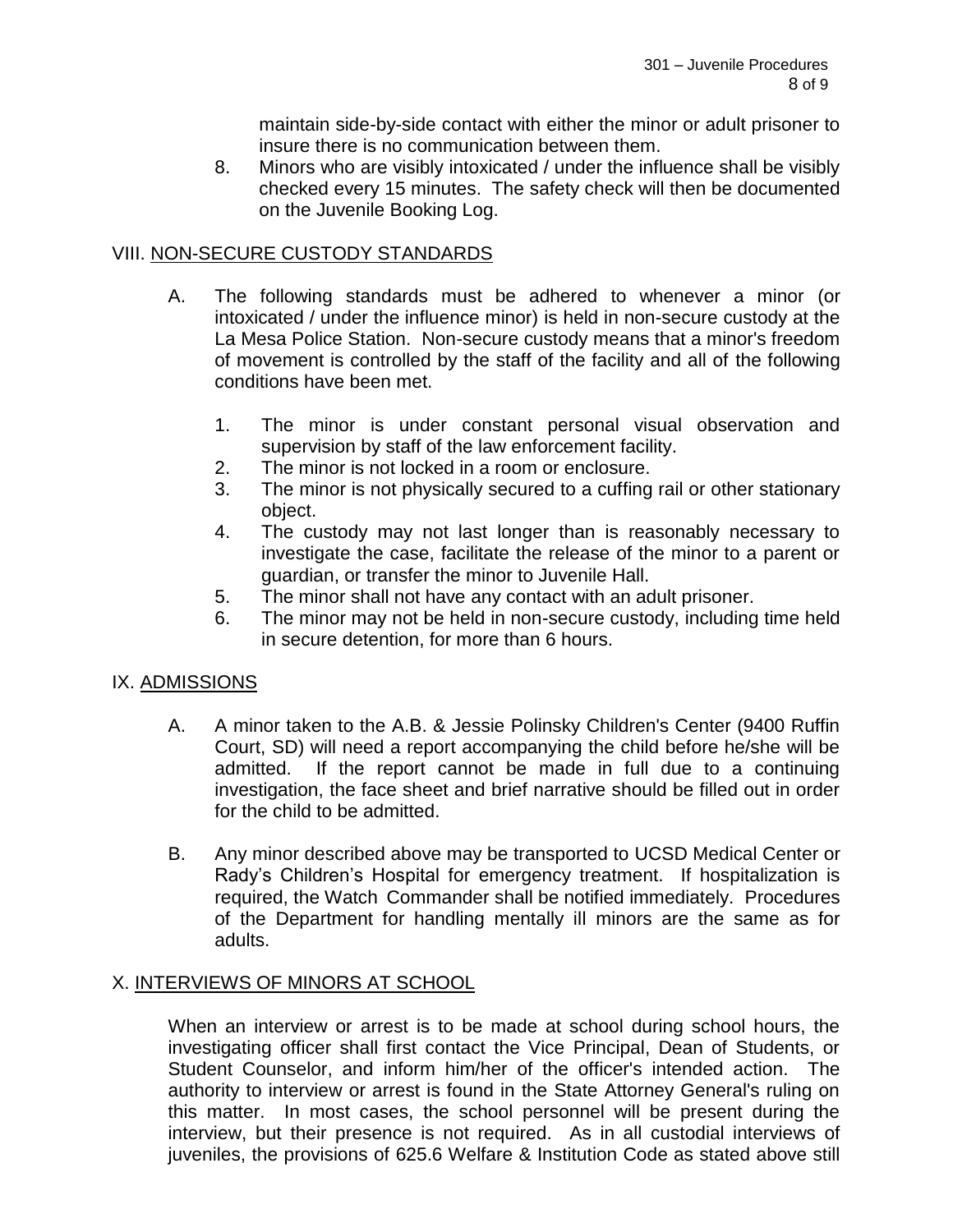maintain side-by-side contact with either the minor or adult prisoner to insure there is no communication between them.

8. Minors who are visibly intoxicated / under the influence shall be visibly checked every 15 minutes. The safety check will then be documented on the Juvenile Booking Log.

## VIII. NON-SECURE CUSTODY STANDARDS

A. The following standards must be adhered to whenever a minor (or intoxicated / under the influence minor) is held in non-secure custody at the La Mesa Police Station. Non-secure custody means that a minor's freedom of movement is controlled by the staff of the facility and all of the following conditions have been met.

1. The minor is under constant personal visual observation and supervision by staff of the law enforcement facility.
2. The minor is not locked in a room or enclosure.
3. The minor is not physically secured to a cuffing rail or other stationary object.
4. The custody may not last longer than is reasonably necessary to investigate the case, facilitate the release of the minor to a parent or guardian, or transfer the minor to Juvenile Hall.
5. The minor shall not have any contact with an adult prisoner.
6. The minor may not be held in non-secure custody, including time held in secure detention, for more than 6 hours.

## IX. ADMISSIONS

A. A minor taken to the A.B. & Jessie Polinsky Children's Center (9400 Ruffin Court, SD) will need a report accompanying the child before he/she will be admitted. If the report cannot be made in full due to a continuing investigation, the face sheet and brief narrative should be filled out in order for the child to be admitted.

B. Any minor described above may be transported to UCSD Medical Center or Rady's Children's Hospital for emergency treatment. If hospitalization is required, the Watch Commander shall be notified immediately. Procedures of the Department for handling mentally ill minors are the same as for adults.

## X. INTERVIEWS OF MINORS AT SCHOOL

When an interview or arrest is to be made at school during school hours, the investigating officer shall first contact the Vice Principal, Dean of Students, or Student Counselor, and inform him/her of the officer's intended action. The authority to interview or arrest is found in the State Attorney General's ruling on this matter. In most cases, the school personnel will be present during the interview, but their presence is not required. As in all custodial interviews of juveniles, the provisions of 625.6 Welfare & Institution Code as stated above still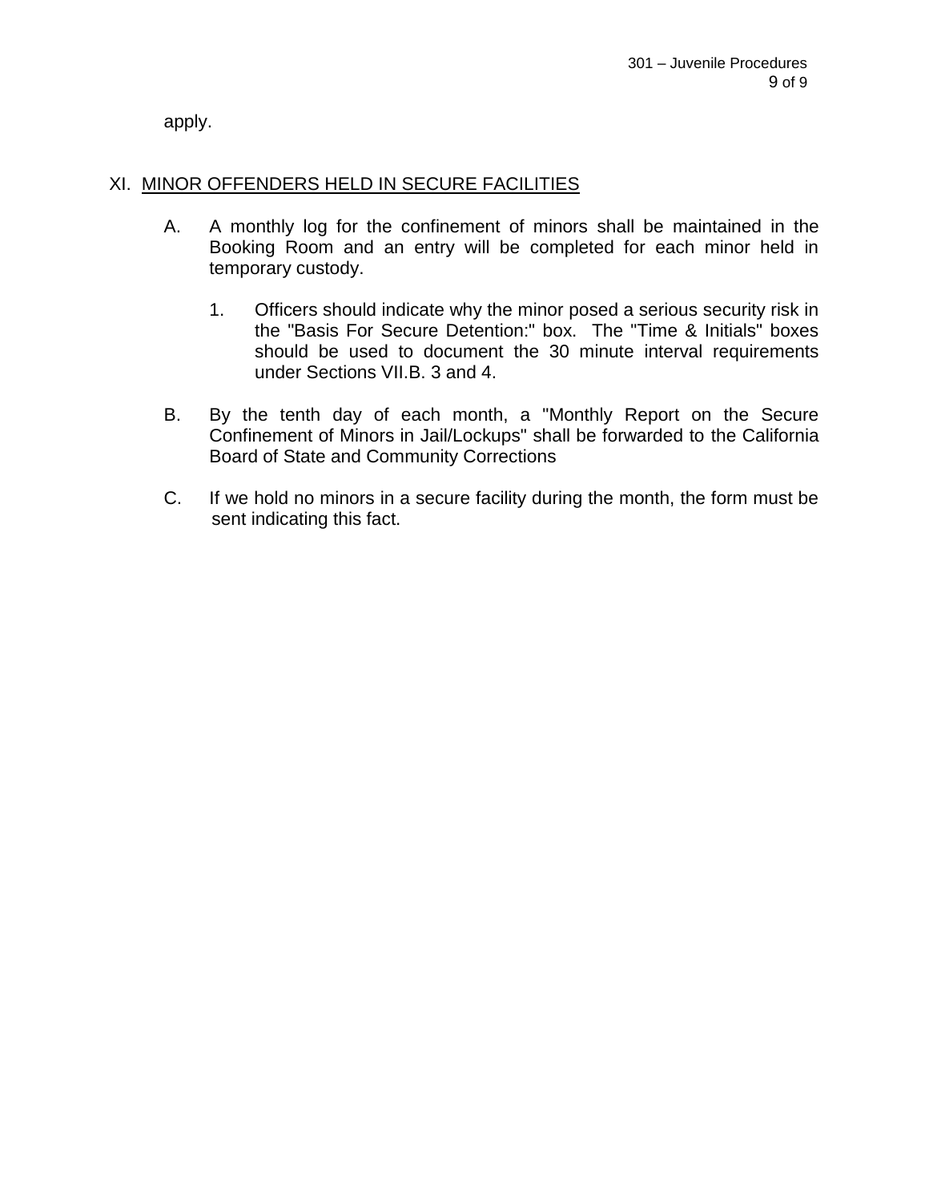apply.

## XI. MINOR OFFENDERS HELD IN SECURE FACILITIES

A. A monthly log for the confinement of minors shall be maintained in the Booking Room and an entry will be completed for each minor held in temporary custody.

   1. Officers should indicate why the minor posed a serious security risk in the "Basis For Secure Detention:" box. The "Time & Initials" boxes should be used to document the 30 minute interval requirements under Sections VII.B. 3 and 4.

B. By the tenth day of each month, a "Monthly Report on the Secure Confinement of Minors in Jail/Lockups" shall be forwarded to the California Board of State and Community Corrections

C. If we hold no minors in a secure facility during the month, the form must be sent indicating this fact.